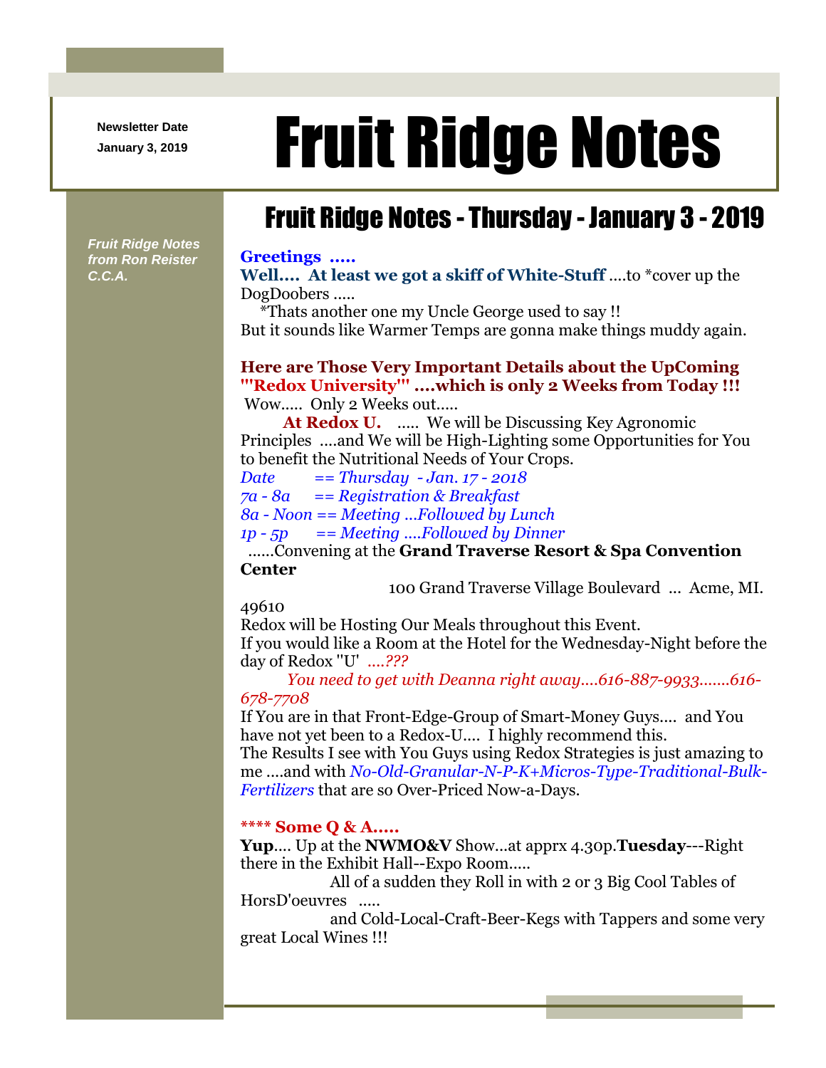Newsletter Date
January 3, 2019

# Fruit Ridge Notes

*Fruit Ridge Notes from Ron Reister C.C.A.*

## Fruit Ridge Notes - Thursday - January 3 - 2019

**Greetings .....**

**Well.... At least we got a skiff of White-Stuff** ....to *cover up the DogDoobers .....

*Thats another one my Uncle George used to say !!

But it sounds like Warmer Temps are gonna make things muddy again.

**Here are Those Very Important Details about the UpComing "'Redox University'" ....which is only 2 Weeks from Today !!!**

Wow..... Only 2 Weeks out.....

**At Redox U.** ..... We will be Discussing Key Agronomic Principles ....and We will be High-Lighting some Opportunities for You to benefit the Nutritional Needs of Your Crops.

*Date == Thursday - Jan. 17 - 2018*
*7a - 8a == Registration & Breakfast*
*8a - Noon == Meeting ...Followed by Lunch*
*1p - 5p == Meeting ....Followed by Dinner*

......Convening at the **Grand Traverse Resort & Spa Convention Center**

100 Grand Traverse Village Boulevard ... Acme, MI. 49610

Redox will be Hosting Our Meals throughout this Event.

If you would like a Room at the Hotel for the Wednesday-Night before the day of Redox "U' *....???*

*You need to get with Deanna right away....616-887-9933.......616-678-7708*

If You are in that Front-Edge-Group of Smart-Money Guys.... and You have not yet been to a Redox-U.... I highly recommend this.

The Results I see with You Guys using Redox Strategies is just amazing to me ....and with *No-Old-Granular-N-P-K+Micros-Type-Traditional-Bulk-Fertilizers* that are so Over-Priced Now-a-Days.

**\*\*\*\* Some Q & A.....**

**Yup**.... Up at the **NWMO&V** Show...at apprx 4.30p.**Tuesday**---Right there in the Exhibit Hall--Expo Room.....

All of a sudden they Roll in with 2 or 3 Big Cool Tables of HorsD'oeuvres .....

and Cold-Local-Craft-Beer-Kegs with Tappers and some very great Local Wines !!!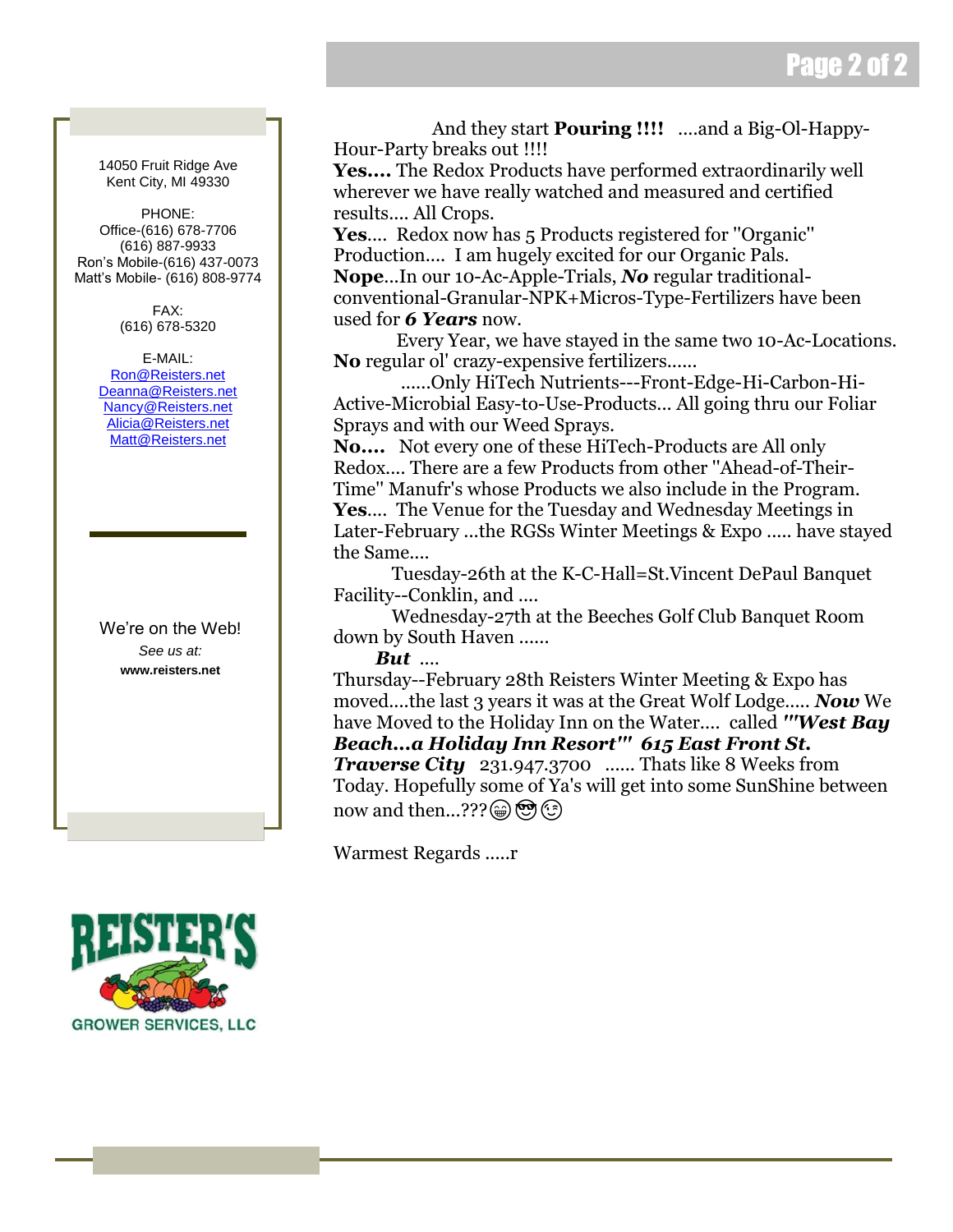14050 Fruit Ridge Ave
Kent City, MI 49330

PHONE:
Office-(616) 678-7706
(616) 887-9933
Ron's Mobile-(616) 437-0073
Matt's Mobile- (616) 808-9774

FAX:
(616) 678-5320

E-MAIL:
Ron@Reisters.net
Deanna@Reisters.net
Nancy@Reisters.net
Alicia@Reisters.net
Matt@Reisters.net

We're on the Web!
*See us at:*
**www.reisters.net**

And they start **Pouring !!!!** ....and a Big-Ol-Happy-Hour-Party breaks out !!!!

**Yes....** The Redox Products have performed extraordinarily well wherever we have really watched and measured and certified results.... All Crops.

**Yes**.... Redox now has 5 Products registered for "Organic" Production.... I am hugely excited for our Organic Pals.

**Nope**...In our 10-Ac-Apple-Trials, ***No*** regular traditional-conventional-Granular-NPK+Micros-Type-Fertilizers have been used for ***6 Years*** now.

Every Year, we have stayed in the same two 10-Ac-Locations. **No** regular ol' crazy-expensive fertilizers......

......Only HiTech Nutrients---Front-Edge-Hi-Carbon-Hi-Active-Microbial Easy-to-Use-Products... All going thru our Foliar Sprays and with our Weed Sprays.

**No....** Not every one of these HiTech-Products are All only Redox.... There are a few Products from other "Ahead-of-Their-Time" Manufr's whose Products we also include in the Program.

**Yes**.... The Venue for the Tuesday and Wednesday Meetings in Later-February ...the RGSs Winter Meetings & Expo ..... have stayed the Same....

Tuesday-26th at the K-C-Hall=St.Vincent DePaul Banquet Facility--Conklin, and ....

Wednesday-27th at the Beeches Golf Club Banquet Room down by South Haven ......

***But*** ....

Thursday--February 28th Reisters Winter Meeting & Expo has moved....the last 3 years it was at the Great Wolf Lodge..... ***Now*** We have Moved to the Holiday Inn on the Water.... called ***"'West Bay Beach...a Holiday Inn Resort"' 615 East Front St. Traverse City*** 231.947.3700 ...... Thats like 8 Weeks from Today. Hopefully some of Ya's will get into some SunShine between now and then...??? 😁 😎 😉

Warmest Regards .....r

REISTER'S
GROWER SERVICES, LLC